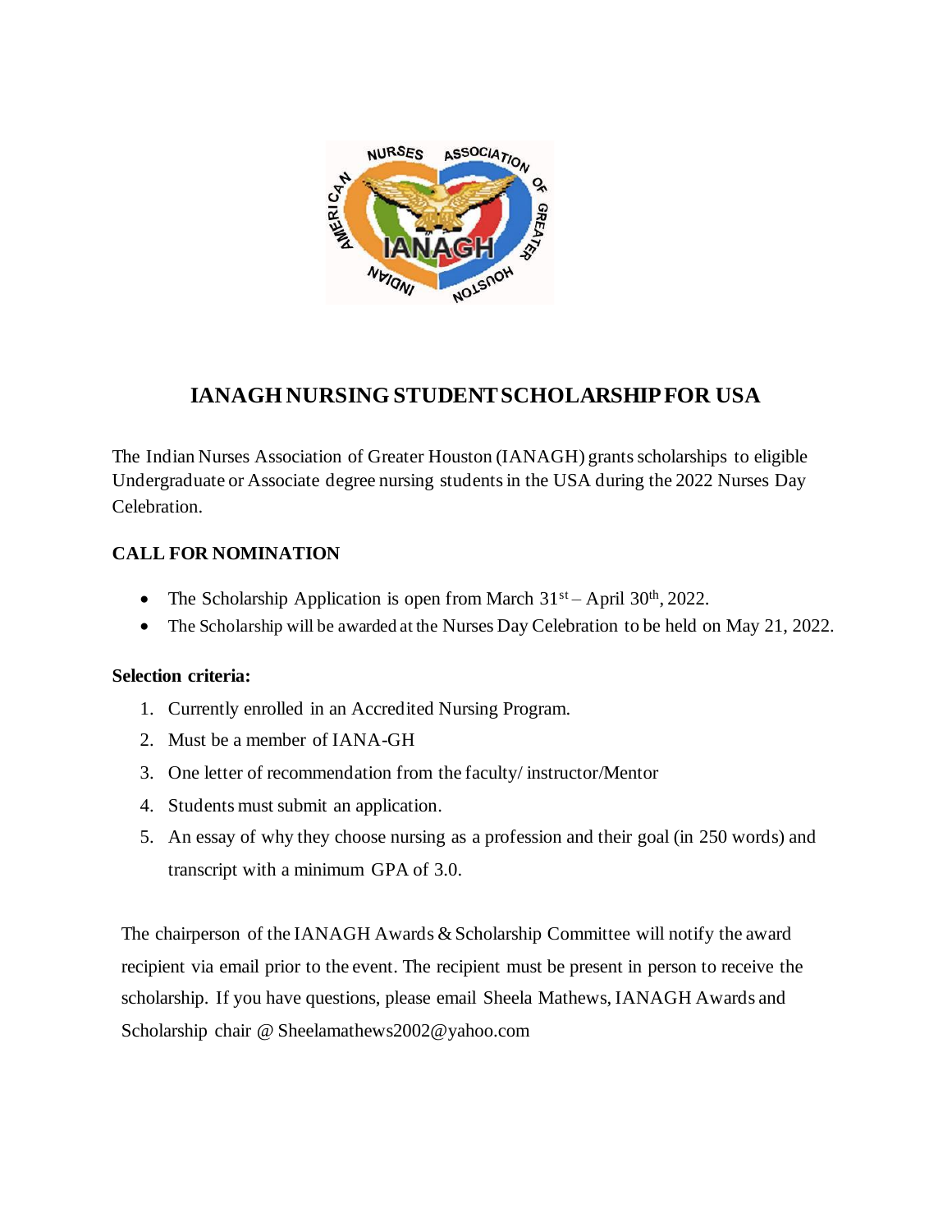# IANAGH NURSING STUDENT SCHOLARSHIP FOR USA

The Indian Nurses Association of Greater Houston (IANAGH) grants scholarships to eligible Undergraduate or Associate degree nursing students in the USA during the 2022 Nurses Day Celebration.

**CALL FOR NOMINATION**

- The Scholarship Application is open from March 31st – April 30th, 2022.
- The Scholarship will be awarded at the Nurses Day Celebration to be held on May 21, 2022.

**Selection criteria:**

1. Currently enrolled in an Accredited Nursing Program.
2. Must be a member of IANA-GH
3. One letter of recommendation from the faculty/ instructor/Mentor
4. Students must submit an application.
5. An essay of why they choose nursing as a profession and their goal (in 250 words) and transcript with a minimum GPA of 3.0.

The chairperson of the IANAGH Awards & Scholarship Committee will notify the award recipient via email prior to the event. The recipient must be present in person to receive the scholarship. If you have questions, please email Sheela Mathews, IANAGH Awards and Scholarship chair @ Sheelamathews2002@yahoo.com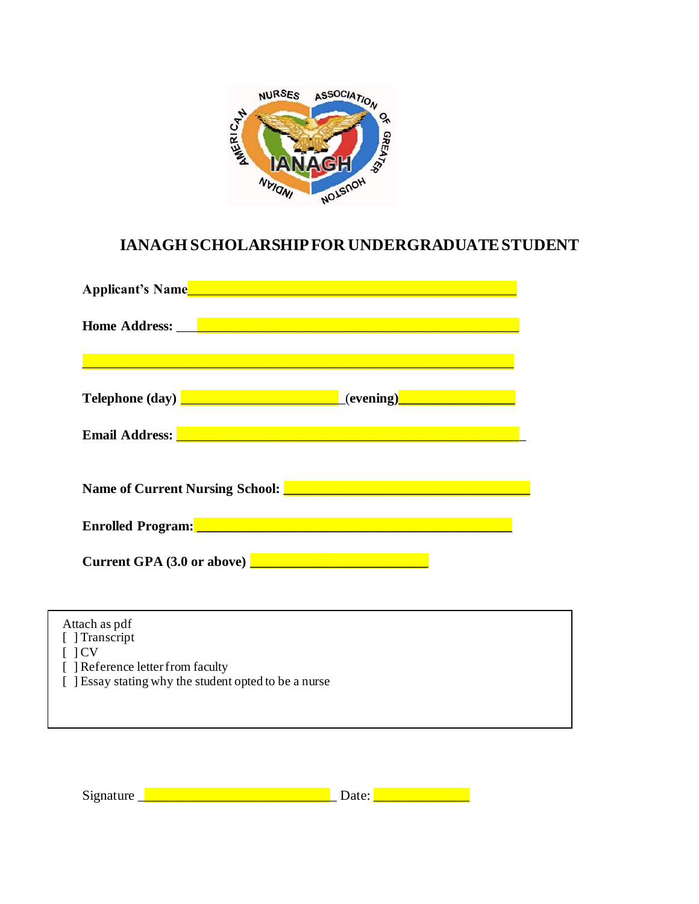# IANAGH SCHOLARSHIP FOR UNDERGRADUATE STUDENT

**Applicant's Name**_______________________________________________

**Home Address:** _________________________________________________

___________________________________________________________________

**Telephone (day)** ________________________(evening)________________

**Email Address:** _________________________________________________

**Name of Current Nursing School:** ___________________________________

**Enrolled Program:** ______________________________________________

**Current GPA (3.0 or above)** ___________________________

Attach as pdf

[ ] Transcript

[ ] CV

[ ] Reference letter from faculty

[ ] Essay stating why the student opted to be a nurse

Signature _____________________________ Date: _______________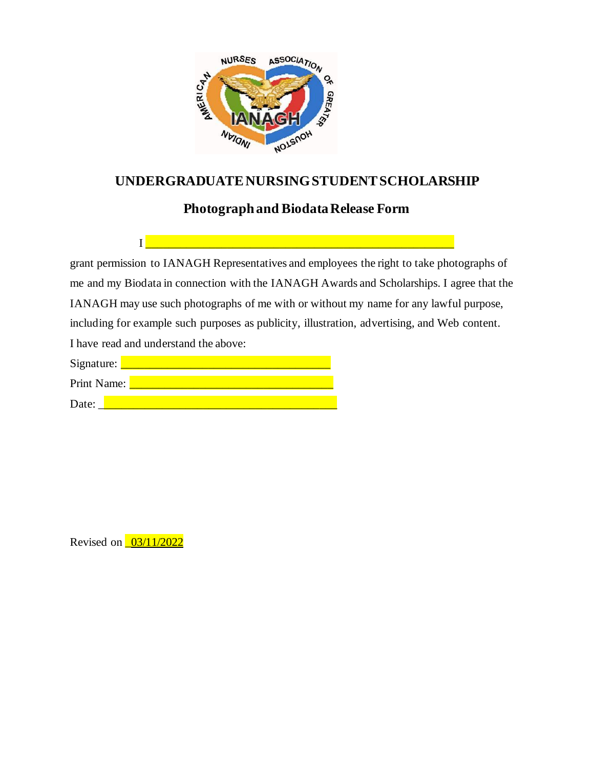## UNDERGRADUATE NURSING STUDENT SCHOLARSHIP

## Photograph and Biodata Release Form

I ________________________________________________

grant permission to IANAGH Representatives and employees the right to take photographs of me and my Biodata in connection with the IANAGH Awards and Scholarships. I agree that the IANAGH may use such photographs of me with or without my name for any lawful purpose, including for example such purposes as publicity, illustration, advertising, and Web content.

I have read and understand the above:

Signature: ________________________________

Print Name: ________________________________

Date: ______________________________________

Revised on _03/11/2022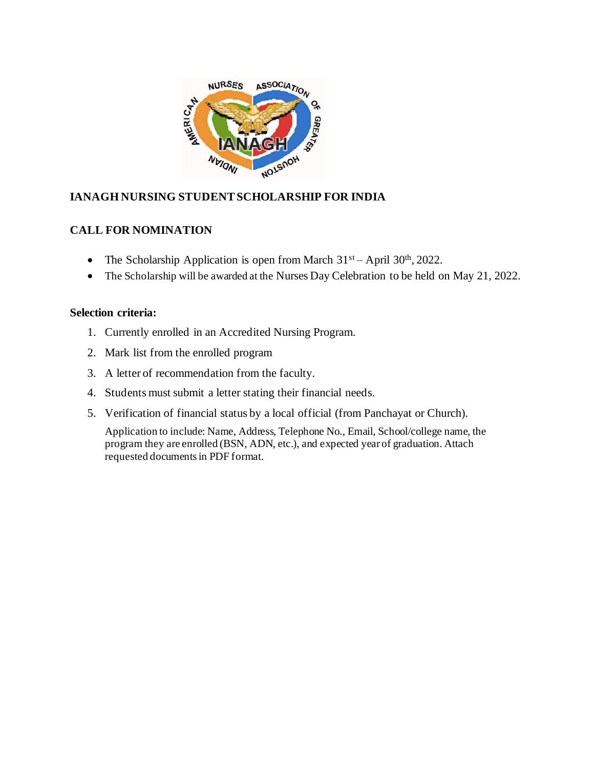## IANAGH NURSING STUDENT SCHOLARSHIP FOR INDIA

## CALL FOR NOMINATION

- The Scholarship Application is open from March 31st – April 30th, 2022.
- The Scholarship will be awarded at the Nurses Day Celebration to be held on May 21, 2022.

**Selection criteria:**

1. Currently enrolled in an Accredited Nursing Program.
2. Mark list from the enrolled program
3. A letter of recommendation from the faculty.
4. Students must submit a letter stating their financial needs.
5. Verification of financial status by a local official (from Panchayat or Church).

   Application to include: Name, Address, Telephone No., Email, School/college name, the program they are enrolled (BSN, ADN, etc.), and expected year of graduation. Attach requested documents in PDF format.